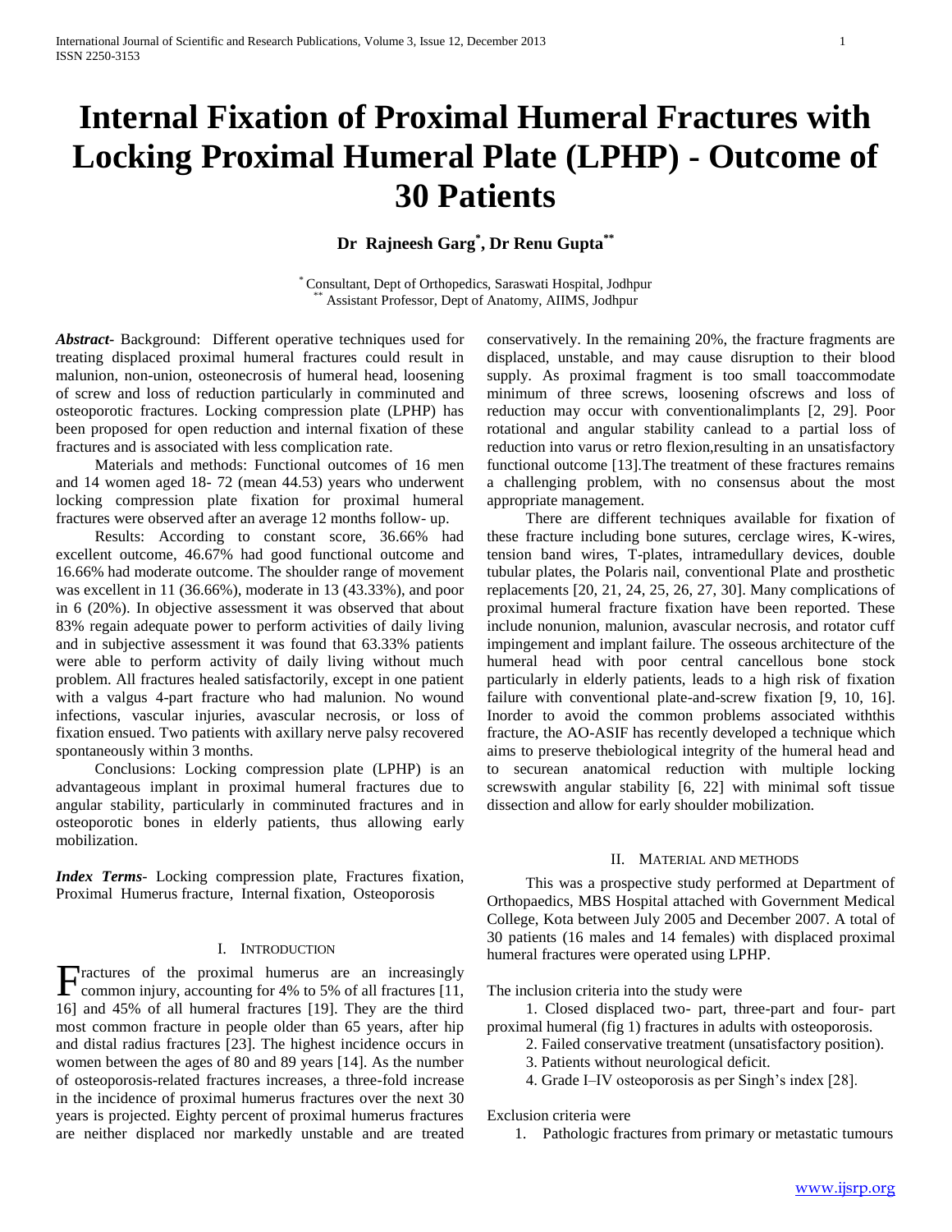# Internal Fixation of Proximal Humeral Fractures with Locking Proximal Humeral Plate (LPHP) - Outcome of 30 Patients

**Dr Rajneesh Garg[*], Dr Renu Gupta[**]**

[*] Consultant, Dept of Orthopedics, Saraswati Hospital, Jodhpur
[**] Assistant Professor, Dept of Anatomy, AIIMS, Jodhpur

***Abstract*-** Background: Different operative techniques used for treating displaced proximal humeral fractures could result in malunion, non-union, osteonecrosis of humeral head, loosening of screw and loss of reduction particularly in comminuted and osteoporotic fractures. Locking compression plate (LPHP) has been proposed for open reduction and internal fixation of these fractures and is associated with less complication rate.

Materials and methods: Functional outcomes of 16 men and 14 women aged 18- 72 (mean 44.53) years who underwent locking compression plate fixation for proximal humeral fractures were observed after an average 12 months follow- up.

Results: According to constant score, 36.66% had excellent outcome, 46.67% had good functional outcome and 16.66% had moderate outcome. The shoulder range of movement was excellent in 11 (36.66%), moderate in 13 (43.33%), and poor in 6 (20%). In objective assessment it was observed that about 83% regain adequate power to perform activities of daily living and in subjective assessment it was found that 63.33% patients were able to perform activity of daily living without much problem. All fractures healed satisfactorily, except in one patient with a valgus 4-part fracture who had malunion. No wound infections, vascular injuries, avascular necrosis, or loss of fixation ensued. Two patients with axillary nerve palsy recovered spontaneously within 3 months.

Conclusions: Locking compression plate (LPHP) is an advantageous implant in proximal humeral fractures due to angular stability, particularly in comminuted fractures and in osteoporotic bones in elderly patients, thus allowing early mobilization.

***Index Terms*-** Locking compression plate, Fractures fixation, Proximal Humerus fracture, Internal fixation, Osteoporosis

## I. Introduction

Fractures of the proximal humerus are an increasingly common injury, accounting for 4% to 5% of all fractures [11, 16] and 45% of all humeral fractures [19]. They are the third most common fracture in people older than 65 years, after hip and distal radius fractures [23]. The highest incidence occurs in women between the ages of 80 and 89 years [14]. As the number of osteoporosis-related fractures increases, a three-fold increase in the incidence of proximal humerus fractures over the next 30 years is projected. Eighty percent of proximal humerus fractures are neither displaced nor markedly unstable and are treated conservatively. In the remaining 20%, the fracture fragments are displaced, unstable, and may cause disruption to their blood supply. As proximal fragment is too small toaccommodate minimum of three screws, loosening ofscrews and loss of reduction may occur with conventionalimplants [2, 29]. Poor rotational and angular stability canlead to a partial loss of reduction into varus or retro flexion,resulting in an unsatisfactory functional outcome [13].The treatment of these fractures remains a challenging problem, with no consensus about the most appropriate management.

There are different techniques available for fixation of these fracture including bone sutures, cerclage wires, K-wires, tension band wires, T-plates, intramedullary devices, double tubular plates, the Polaris nail, conventional Plate and prosthetic replacements [20, 21, 24, 25, 26, 27, 30]. Many complications of proximal humeral fracture fixation have been reported. These include nonunion, malunion, avascular necrosis, and rotator cuff impingement and implant failure. The osseous architecture of the humeral head with poor central cancellous bone stock particularly in elderly patients, leads to a high risk of fixation failure with conventional plate-and-screw fixation [9, 10, 16]. Inorder to avoid the common problems associated withthis fracture, the AO-ASIF has recently developed a technique which aims to preserve thebiological integrity of the humeral head and to securean anatomical reduction with multiple locking screwswith angular stability [6, 22] with minimal soft tissue dissection and allow for early shoulder mobilization.

## II. Material and Methods

This was a prospective study performed at Department of Orthopaedics, MBS Hospital attached with Government Medical College, Kota between July 2005 and December 2007. A total of 30 patients (16 males and 14 females) with displaced proximal humeral fractures were operated using LPHP.

The inclusion criteria into the study were

1. Closed displaced two- part, three-part and four- part proximal humeral (fig 1) fractures in adults with osteoporosis.
2. Failed conservative treatment (unsatisfactory position).
3. Patients without neurological deficit.
4. Grade I–IV osteoporosis as per Singh's index [28].

Exclusion criteria were

1. Pathologic fractures from primary or metastatic tumours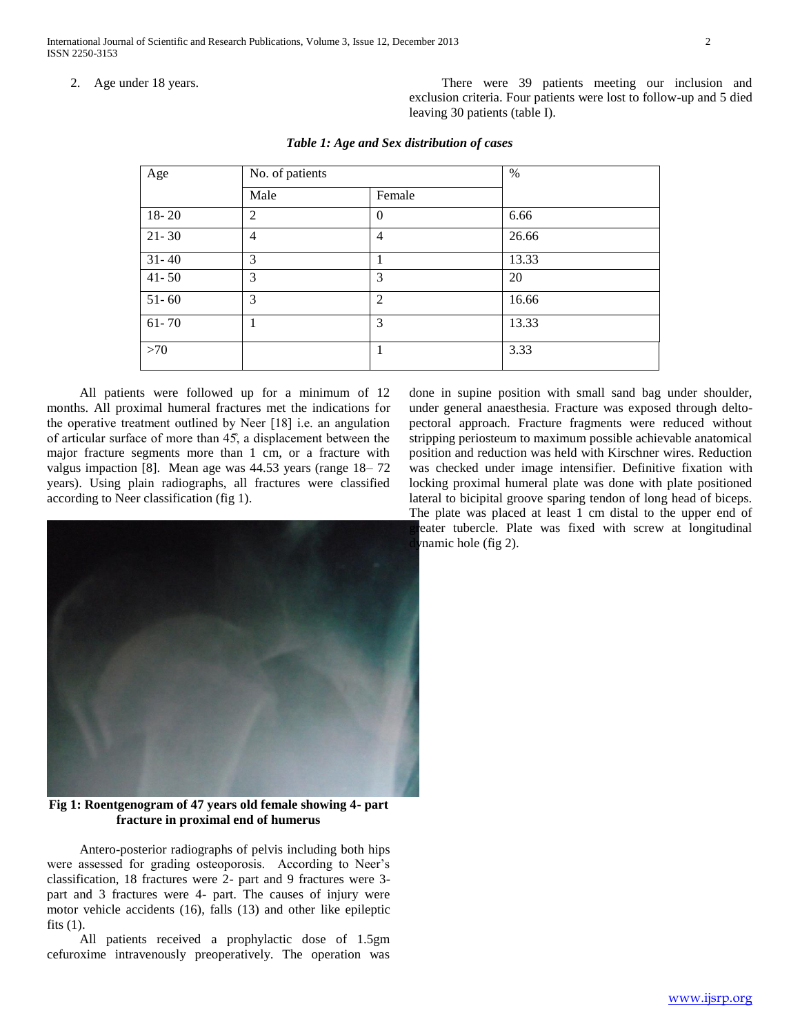2. Age under 18 years.

There were 39 patients meeting our inclusion and exclusion criteria. Four patients were lost to follow-up and 5 died leaving 30 patients (table I).

*Table 1: Age and Sex distribution of cases*

| Age | No. of patients | | % |
|---|---|---|---|
| | Male | Female | |
| 18- 20 | 2 | 0 | 6.66 |
| 21- 30 | 4 | 4 | 26.66 |
| 31- 40 | 3 | 1 | 13.33 |
| 41- 50 | 3 | 3 | 20 |
| 51- 60 | 3 | 2 | 16.66 |
| 61- 70 | 1 | 3 | 13.33 |
| >70 | | 1 | 3.33 |

All patients were followed up for a minimum of 12 months. All proximal humeral fractures met the indications for the operative treatment outlined by Neer [18] i.e. an angulation of articular surface of more than 45̊, a displacement between the major fracture segments more than 1 cm, or a fracture with valgus impaction [8]. Mean age was 44.53 years (range 18– 72 years). Using plain radiographs, all fractures were classified according to Neer classification (fig 1).

**Fig 1: Roentgenogram of 47 years old female showing 4- part fracture in proximal end of humerus**

Antero-posterior radiographs of pelvis including both hips were assessed for grading osteoporosis. According to Neer's classification, 18 fractures were 2- part and 9 fractures were 3- part and 3 fractures were 4- part. The causes of injury were motor vehicle accidents (16), falls (13) and other like epileptic fits (1).

All patients received a prophylactic dose of 1.5gm cefuroxime intravenously preoperatively. The operation was done in supine position with small sand bag under shoulder, under general anaesthesia. Fracture was exposed through delto-pectoral approach. Fracture fragments were reduced without stripping periosteum to maximum possible achievable anatomical position and reduction was held with Kirschner wires. Reduction was checked under image intensifier. Definitive fixation with locking proximal humeral plate was done with plate positioned lateral to bicipital groove sparing tendon of long head of biceps. The plate was placed at least 1 cm distal to the upper end of greater tubercle. Plate was fixed with screw at longitudinal dynamic hole (fig 2).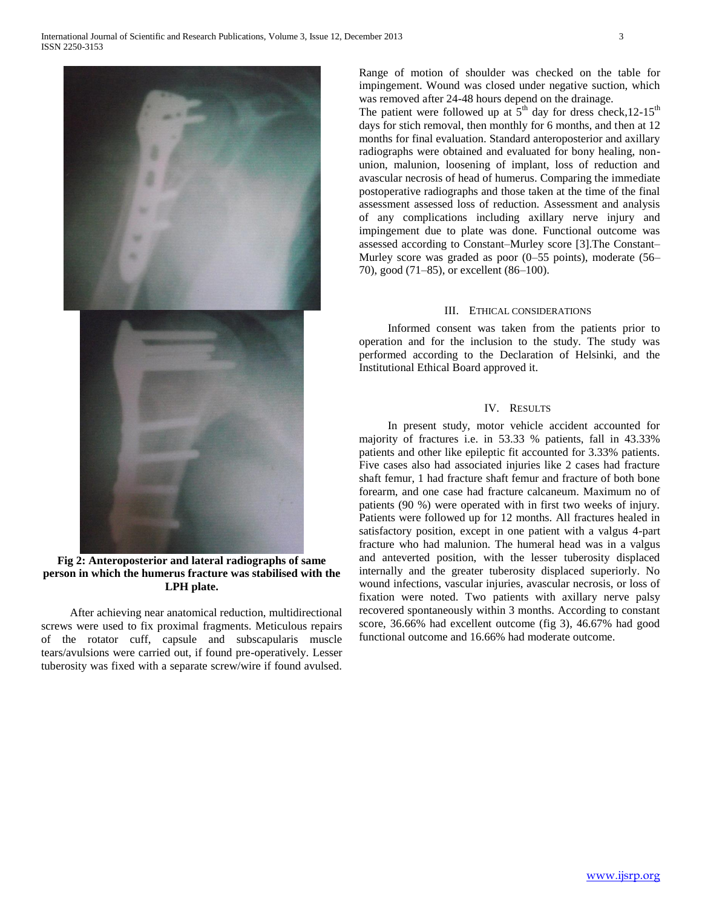**Fig 2: Anteroposterior and lateral radiographs of same person in which the humerus fracture was stabilised with the LPH plate.**

After achieving near anatomical reduction, multidirectional screws were used to fix proximal fragments. Meticulous repairs of the rotator cuff, capsule and subscapularis muscle tears/avulsions were carried out, if found pre-operatively. Lesser tuberosity was fixed with a separate screw/wire if found avulsed.

Range of motion of shoulder was checked on the table for impingement. Wound was closed under negative suction, which was removed after 24-48 hours depend on the drainage.

The patient were followed up at 5th day for dress check,12-15th days for stich removal, then monthly for 6 months, and then at 12 months for final evaluation. Standard anteroposterior and axillary radiographs were obtained and evaluated for bony healing, non-union, malunion, loosening of implant, loss of reduction and avascular necrosis of head of humerus. Comparing the immediate postoperative radiographs and those taken at the time of the final assessment assessed loss of reduction. Assessment and analysis of any complications including axillary nerve injury and impingement due to plate was done. Functional outcome was assessed according to Constant–Murley score [3].The Constant–Murley score was graded as poor (0–55 points), moderate (56–70), good (71–85), or excellent (86–100).

## III. Ethical Considerations

Informed consent was taken from the patients prior to operation and for the inclusion to the study. The study was performed according to the Declaration of Helsinki, and the Institutional Ethical Board approved it.

## IV. Results

In present study, motor vehicle accident accounted for majority of fractures i.e. in 53.33 % patients, fall in 43.33% patients and other like epileptic fit accounted for 3.33% patients. Five cases also had associated injuries like 2 cases had fracture shaft femur, 1 had fracture shaft femur and fracture of both bone forearm, and one case had fracture calcaneum. Maximum no of patients (90 %) were operated with in first two weeks of injury. Patients were followed up for 12 months. All fractures healed in satisfactory position, except in one patient with a valgus 4-part fracture who had malunion. The humeral head was in a valgus and anteverted position, with the lesser tuberosity displaced internally and the greater tuberosity displaced superiorly. No wound infections, vascular injuries, avascular necrosis, or loss of fixation were noted. Two patients with axillary nerve palsy recovered spontaneously within 3 months. According to constant score, 36.66% had excellent outcome (fig 3), 46.67% had good functional outcome and 16.66% had moderate outcome.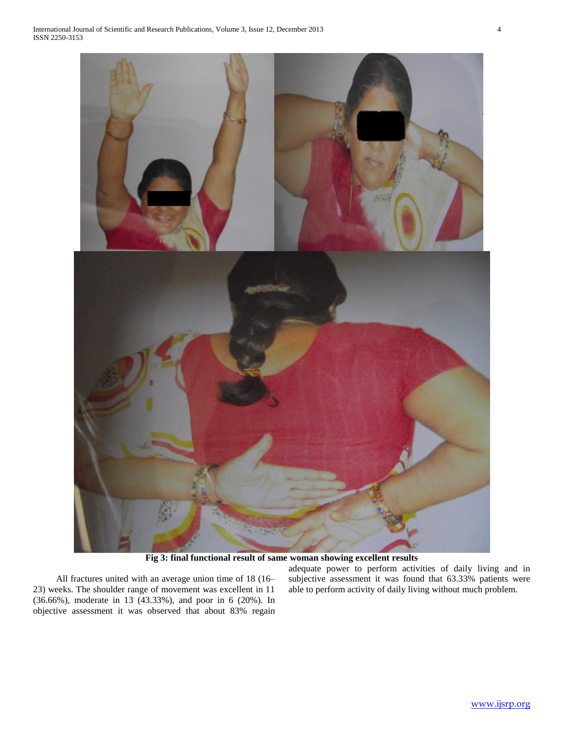**Fig 3: final functional result of same woman showing excellent results**

All fractures united with an average union time of 18 (16–23) weeks. The shoulder range of movement was excellent in 11 (36.66%), moderate in 13 (43.33%), and poor in 6 (20%). In objective assessment it was observed that about 83% regain adequate power to perform activities of daily living and in subjective assessment it was found that 63.33% patients were able to perform activity of daily living without much problem.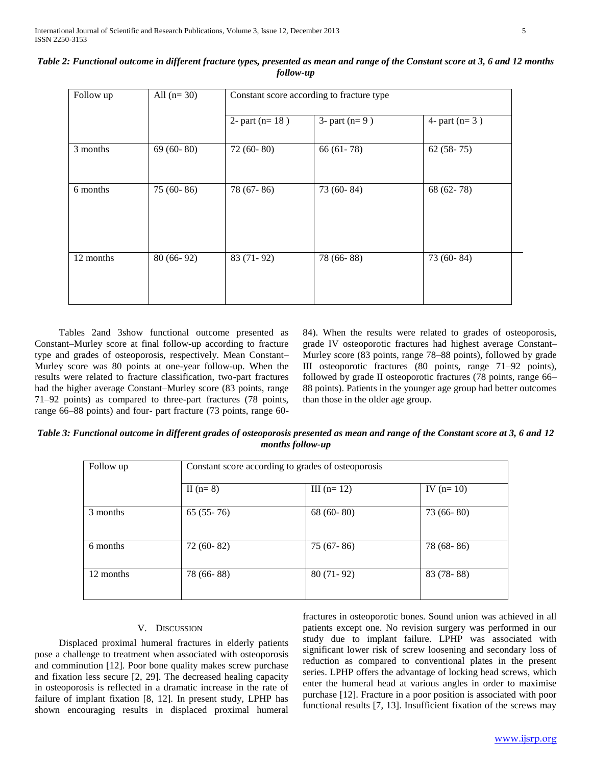***Table 2: Functional outcome in different fracture types, presented as mean and range of the Constant score at 3, 6 and 12 months follow-up***

| Follow up | All (n= 30) | Constant score according to fracture type | | |
|---|---|---|---|---|
| | | 2- part (n= 18 ) | 3- part (n= 9 ) | 4- part (n= 3 ) |
| 3 months | 69 (60- 80) | 72 (60- 80) | 66 (61- 78) | 62 (58- 75) |
| 6 months | 75 (60- 86) | 78 (67- 86) | 73 (60- 84) | 68 (62- 78) |
| 12 months | 80 (66- 92) | 83 (71- 92) | 78 (66- 88) | 73 (60- 84) |

Tables 2and 3show functional outcome presented as Constant–Murley score at final follow-up according to fracture type and grades of osteoporosis, respectively. Mean Constant–Murley score was 80 points at one-year follow-up. When the results were related to fracture classification, two-part fractures had the higher average Constant–Murley score (83 points, range 71–92 points) as compared to three-part fractures (78 points, range 66–88 points) and four- part fracture (73 points, range 60-84). When the results were related to grades of osteoporosis, grade IV osteoporotic fractures had highest average Constant–Murley score (83 points, range 78–88 points), followed by grade III osteoporotic fractures (80 points, range 71–92 points), followed by grade II osteoporotic fractures (78 points, range 66–88 points). Patients in the younger age group had better outcomes than those in the older age group.

***Table 3: Functional outcome in different grades of osteoporosis presented as mean and range of the Constant score at 3, 6 and 12 months follow-up***

| Follow up | Constant score according to grades of osteoporosis | | |
|---|---|---|---|
| | II (n= 8) | III (n= 12) | IV (n= 10) |
| 3 months | 65 (55- 76) | 68 (60- 80) | 73 (66- 80) |
| 6 months | 72 (60- 82) | 75 (67- 86) | 78 (68- 86) |
| 12 months | 78 (66- 88) | 80 (71- 92) | 83 (78- 88) |

## V. Discussion

Displaced proximal humeral fractures in elderly patients pose a challenge to treatment when associated with osteoporosis and comminution [12]. Poor bone quality makes screw purchase and fixation less secure [2, 29]. The decreased healing capacity in osteoporosis is reflected in a dramatic increase in the rate of failure of implant fixation [8, 12]. In present study, LPHP has shown encouraging results in displaced proximal humeral fractures in osteoporotic bones. Sound union was achieved in all patients except one. No revision surgery was performed in our study due to implant failure. LPHP was associated with significant lower risk of screw loosening and secondary loss of reduction as compared to conventional plates in the present series. LPHP offers the advantage of locking head screws, which enter the humeral head at various angles in order to maximise purchase [12]. Fracture in a poor position is associated with poor functional results [7, 13]. Insufficient fixation of the screws may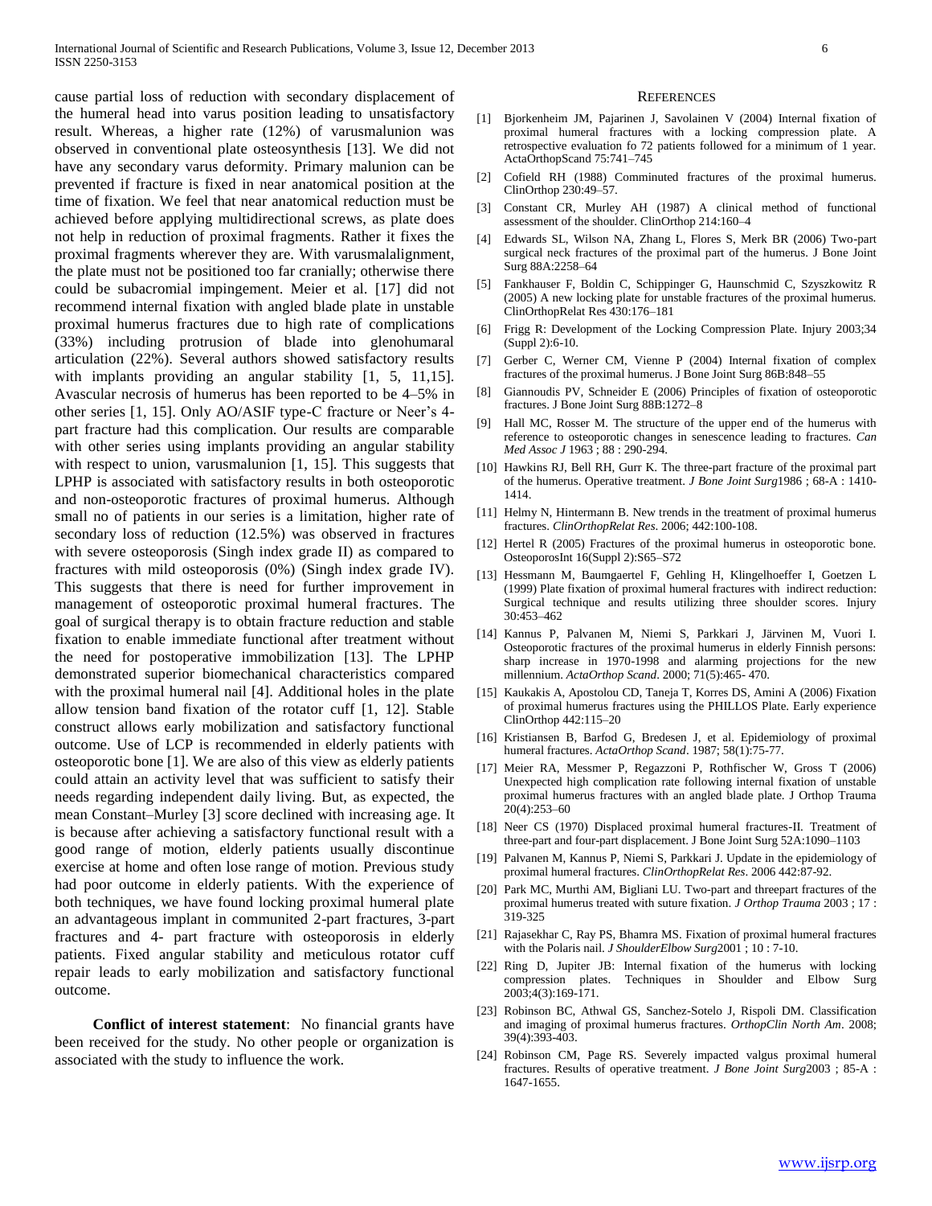cause partial loss of reduction with secondary displacement of the humeral head into varus position leading to unsatisfactory result. Whereas, a higher rate (12%) of varusmalunion was observed in conventional plate osteosynthesis [13]. We did not have any secondary varus deformity. Primary malunion can be prevented if fracture is fixed in near anatomical position at the time of fixation. We feel that near anatomical reduction must be achieved before applying multidirectional screws, as plate does not help in reduction of proximal fragments. Rather it fixes the proximal fragments wherever they are. With varusmalalignment, the plate must not be positioned too far cranially; otherwise there could be subacromial impingement. Meier et al. [17] did not recommend internal fixation with angled blade plate in unstable proximal humerus fractures due to high rate of complications (33%) including protrusion of blade into glenohumaral articulation (22%). Several authors showed satisfactory results with implants providing an angular stability [1, 5, 11,15]. Avascular necrosis of humerus has been reported to be 4–5% in other series [1, 15]. Only AO/ASIF type-C fracture or Neer's 4-part fracture had this complication. Our results are comparable with other series using implants providing an angular stability with respect to union, varusmalunion [1, 15]. This suggests that LPHP is associated with satisfactory results in both osteoporotic and non-osteoporotic fractures of proximal humerus. Although small no of patients in our series is a limitation, higher rate of secondary loss of reduction (12.5%) was observed in fractures with severe osteoporosis (Singh index grade II) as compared to fractures with mild osteoporosis (0%) (Singh index grade IV). This suggests that there is need for further improvement in management of osteoporotic proximal humeral fractures. The goal of surgical therapy is to obtain fracture reduction and stable fixation to enable immediate functional after treatment without the need for postoperative immobilization [13]. The LPHP demonstrated superior biomechanical characteristics compared with the proximal humeral nail [4]. Additional holes in the plate allow tension band fixation of the rotator cuff [1, 12]. Stable construct allows early mobilization and satisfactory functional outcome. Use of LCP is recommended in elderly patients with osteoporotic bone [1]. We are also of this view as elderly patients could attain an activity level that was sufficient to satisfy their needs regarding independent daily living. But, as expected, the mean Constant–Murley [3] score declined with increasing age. It is because after achieving a satisfactory functional result with a good range of motion, elderly patients usually discontinue exercise at home and often lose range of motion. Previous study had poor outcome in elderly patients. With the experience of both techniques, we have found locking proximal humeral plate an advantageous implant in communited 2-part fractures, 3-part fractures and 4- part fracture with osteoporosis in elderly patients. Fixed angular stability and meticulous rotator cuff repair leads to early mobilization and satisfactory functional outcome.

**Conflict of interest statement**: No financial grants have been received for the study. No other people or organization is associated with the study to influence the work.

## References

[1] Bjorkenheim JM, Pajarinen J, Savolainen V (2004) Internal fixation of proximal humeral fractures with a locking compression plate. A retrospective evaluation fo 72 patients followed for a minimum of 1 year. ActaOrthopScand 75:741–745

[2] Cofield RH (1988) Comminuted fractures of the proximal humerus. ClinOrthop 230:49–57.

[3] Constant CR, Murley AH (1987) A clinical method of functional assessment of the shoulder. ClinOrthop 214:160–4

[4] Edwards SL, Wilson NA, Zhang L, Flores S, Merk BR (2006) Two-part surgical neck fractures of the proximal part of the humerus. J Bone Joint Surg 88A:2258–64

[5] Fankhauser F, Boldin C, Schippinger G, Haunschmid C, Szyszkowitz R (2005) A new locking plate for unstable fractures of the proximal humerus. ClinOrthopRelat Res 430:176–181

[6] Frigg R: Development of the Locking Compression Plate. Injury 2003;34 (Suppl 2):6-10.

[7] Gerber C, Werner CM, Vienne P (2004) Internal fixation of complex fractures of the proximal humerus. J Bone Joint Surg 86B:848–55

[8] Giannoudis PV, Schneider E (2006) Principles of fixation of osteoporotic fractures. J Bone Joint Surg 88B:1272–8

[9] Hall MC, Rosser M. The structure of the upper end of the humerus with reference to osteoporotic changes in senescence leading to fractures. *Can Med Assoc J* 1963 ; 88 : 290-294.

[10] Hawkins RJ, Bell RH, Gurr K. The three-part fracture of the proximal part of the humerus. Operative treatment. *J Bone Joint Surg*1986 ; 68-A : 1410-1414.

[11] Helmy N, Hintermann B. New trends in the treatment of proximal humerus fractures. *ClinOrthopRelat Res*. 2006; 442:100-108.

[12] Hertel R (2005) Fractures of the proximal humerus in osteoporotic bone. OsteoporosInt 16(Suppl 2):S65–S72

[13] Hessmann M, Baumgaertel F, Gehling H, Klingelhoeffer I, Goetzen L (1999) Plate fixation of proximal humeral fractures with indirect reduction: Surgical technique and results utilizing three shoulder scores. Injury 30:453–462

[14] Kannus P, Palvanen M, Niemi S, Parkkari J, Järvinen M, Vuori I. Osteoporotic fractures of the proximal humerus in elderly Finnish persons: sharp increase in 1970-1998 and alarming projections for the new millennium. *ActaOrthop Scand*. 2000; 71(5):465- 470.

[15] Kaukakis A, Apostolou CD, Taneja T, Korres DS, Amini A (2006) Fixation of proximal humerus fractures using the PHILLOS Plate. Early experience ClinOrthop 442:115–20

[16] Kristiansen B, Barfod G, Bredesen J, et al. Epidemiology of proximal humeral fractures. *ActaOrthop Scand*. 1987; 58(1):75-77.

[17] Meier RA, Messmer P, Regazzoni P, Rothfischer W, Gross T (2006) Unexpected high complication rate following internal fixation of unstable proximal humerus fractures with an angled blade plate. J Orthop Trauma 20(4):253–60

[18] Neer CS (1970) Displaced proximal humeral fractures-II. Treatment of three-part and four-part displacement. J Bone Joint Surg 52A:1090–1103

[19] Palvanen M, Kannus P, Niemi S, Parkkari J. Update in the epidemiology of proximal humeral fractures. *ClinOrthopRelat Res*. 2006 442:87-92.

[20] Park MC, Murthi AM, Bigliani LU. Two-part and threepart fractures of the proximal humerus treated with suture fixation. *J Orthop Trauma* 2003 ; 17 : 319-325

[21] Rajasekhar C, Ray PS, Bhamra MS. Fixation of proximal humeral fractures with the Polaris nail. *J ShoulderElbow Surg*2001 ; 10 : 7-10.

[22] Ring D, Jupiter JB: Internal fixation of the humerus with locking compression plates. Techniques in Shoulder and Elbow Surg 2003;4(3):169-171.

[23] Robinson BC, Athwal GS, Sanchez-Sotelo J, Rispoli DM. Classification and imaging of proximal humerus fractures. *OrthopClin North Am*. 2008; 39(4):393-403.

[24] Robinson CM, Page RS. Severely impacted valgus proximal humeral fractures. Results of operative treatment. *J Bone Joint Surg*2003 ; 85-A : 1647-1655.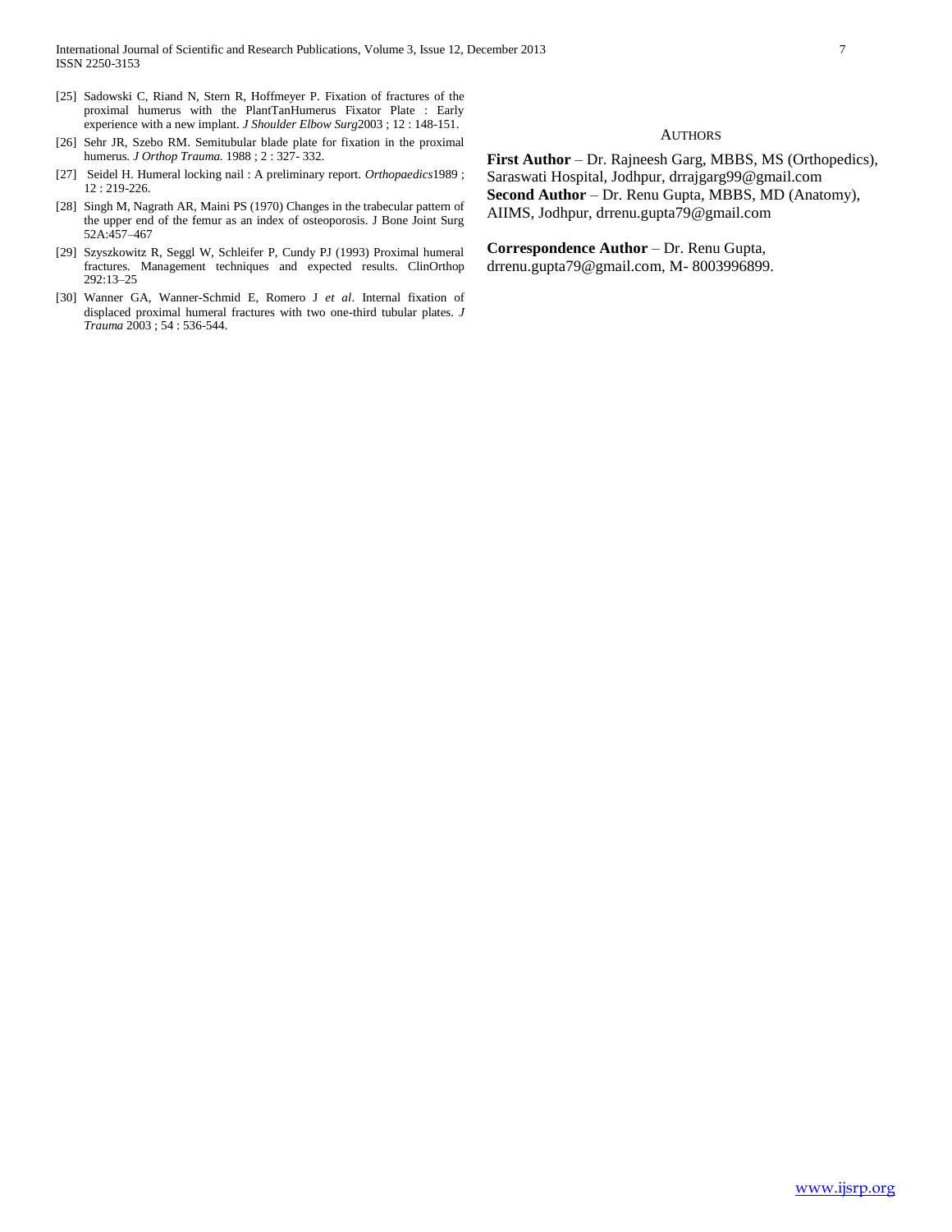[25] Sadowski C, Riand N, Stern R, Hoffmeyer P. Fixation of fractures of the proximal humerus with the PlantTanHumerus Fixator Plate : Early experience with a new implant. *J Shoulder Elbow Surg*2003 ; 12 : 148-151.

[26] Sehr JR, Szebo RM. Semitubular blade plate for fixation in the proximal humerus. *J Orthop Trauma.* 1988 ; 2 : 327- 332.

[27] Seidel H. Humeral locking nail : A preliminary report. *Orthopaedics*1989 ; 12 : 219-226.

[28] Singh M, Nagrath AR, Maini PS (1970) Changes in the trabecular pattern of the upper end of the femur as an index of osteoporosis. J Bone Joint Surg 52A:457–467

[29] Szyszkowitz R, Seggl W, Schleifer P, Cundy PJ (1993) Proximal humeral fractures. Management techniques and expected results. ClinOrthop 292:13–25

[30] Wanner GA, Wanner-Schmid E, Romero J *et al*. Internal fixation of displaced proximal humeral fractures with two one-third tubular plates. *J Trauma* 2003 ; 54 : 536-544.

## AUTHORS

**First Author** – Dr. Rajneesh Garg, MBBS, MS (Orthopedics), Saraswati Hospital, Jodhpur, drrajgarg99@gmail.com
**Second Author** – Dr. Renu Gupta, MBBS, MD (Anatomy), AIIMS, Jodhpur, drrenu.gupta79@gmail.com

**Correspondence Author** – Dr. Renu Gupta, drrenu.gupta79@gmail.com, M- 8003996899.